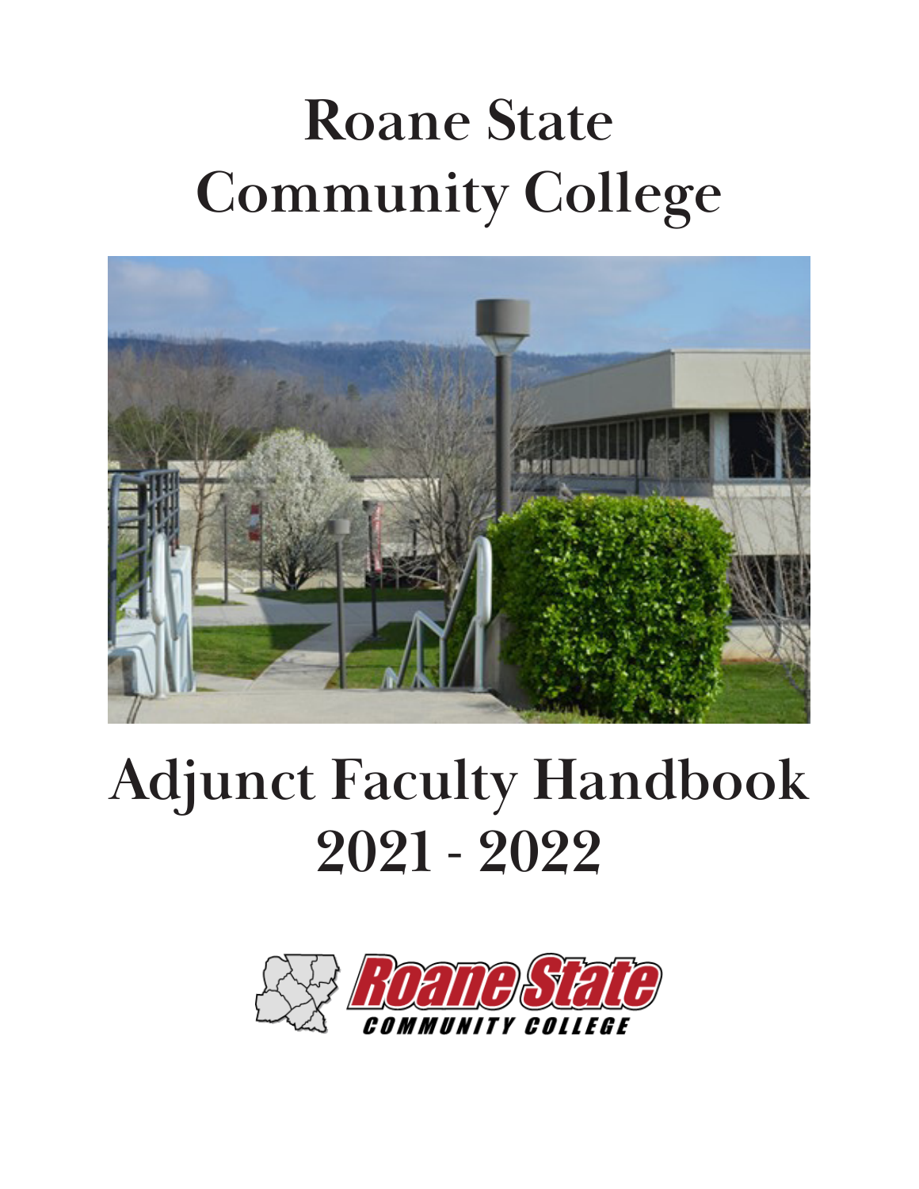# Roane State Community College

# Adjunct Faculty Handbook 2021 - 2022

Roane State
COMMUNITY COLLEGE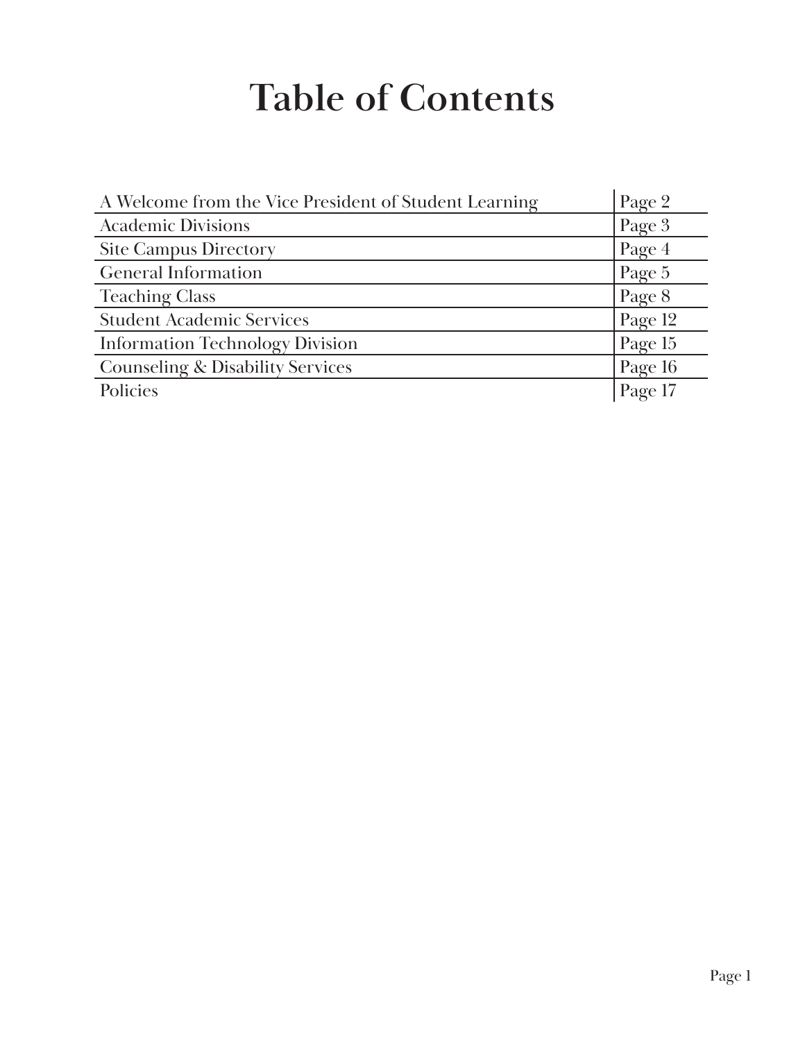# Table of Contents

| | |
|---|---|
| A Welcome from the Vice President of Student Learning | Page 2 |
| Academic Divisions | Page 3 |
| Site Campus Directory | Page 4 |
| General Information | Page 5 |
| Teaching Class | Page 8 |
| Student Academic Services | Page 12 |
| Information Technology Division | Page 15 |
| Counseling & Disability Services | Page 16 |
| Policies | Page 17 |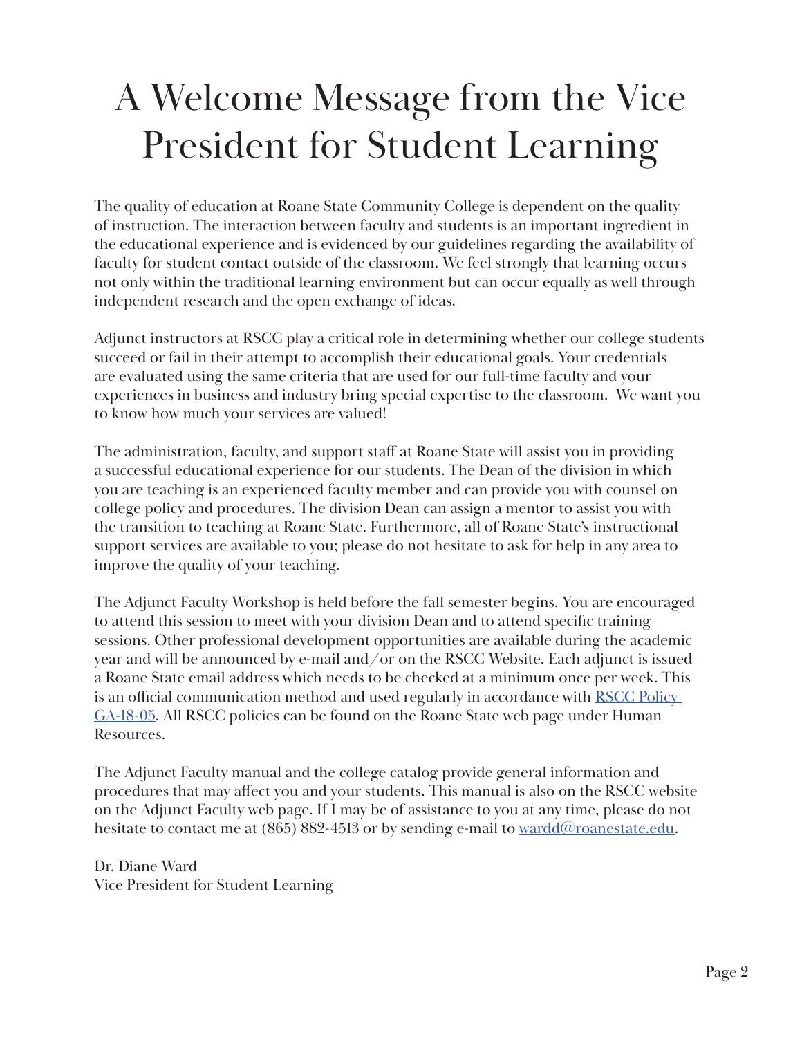# A Welcome Message from the Vice President for Student Learning

The quality of education at Roane State Community College is dependent on the quality of instruction. The interaction between faculty and students is an important ingredient in the educational experience and is evidenced by our guidelines regarding the availability of faculty for student contact outside of the classroom. We feel strongly that learning occurs not only within the traditional learning environment but can occur equally as well through independent research and the open exchange of ideas.

Adjunct instructors at RSCC play a critical role in determining whether our college students succeed or fail in their attempt to accomplish their educational goals. Your credentials are evaluated using the same criteria that are used for our full-time faculty and your experiences in business and industry bring special expertise to the classroom. We want you to know how much your services are valued!

The administration, faculty, and support staff at Roane State will assist you in providing a successful educational experience for our students. The Dean of the division in which you are teaching is an experienced faculty member and can provide you with counsel on college policy and procedures. The division Dean can assign a mentor to assist you with the transition to teaching at Roane State. Furthermore, all of Roane State's instructional support services are available to you; please do not hesitate to ask for help in any area to improve the quality of your teaching.

The Adjunct Faculty Workshop is held before the fall semester begins. You are encouraged to attend this session to meet with your division Dean and to attend specific training sessions. Other professional development opportunities are available during the academic year and will be announced by e-mail and/or on the RSCC Website. Each adjunct is issued a Roane State email address which needs to be checked at a minimum once per week. This is an official communication method and used regularly in accordance with [RSCC Policy GA-18-05](). All RSCC policies can be found on the Roane State web page under Human Resources.

The Adjunct Faculty manual and the college catalog provide general information and procedures that may affect you and your students. This manual is also on the RSCC website on the Adjunct Faculty web page. If I may be of assistance to you at any time, please do not hesitate to contact me at (865) 882-4513 or by sending e-mail to [wardd@roanestate.edu](mailto:wardd@roanestate.edu).

Dr. Diane Ward
Vice President for Student Learning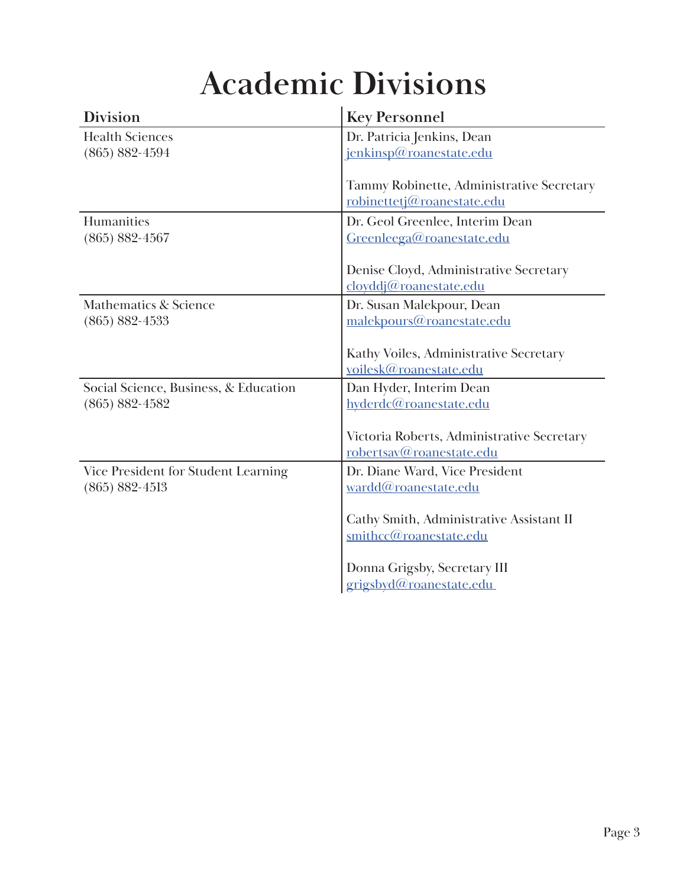# Academic Divisions

| Division | Key Personnel |
|---|---|
| Health Sciences<br>(865) 882-4594 | Dr. Patricia Jenkins, Dean<br>jenkinsp@roanestate.edu<br><br>Tammy Robinette, Administrative Secretary<br>robinettetj@roanestate.edu |
| Humanities<br>(865) 882-4567 | Dr. Geol Greenlee, Interim Dean<br>Greenleega@roanestate.edu<br><br>Denise Cloyd, Administrative Secretary<br>cloyddj@roanestate.edu |
| Mathematics & Science<br>(865) 882-4533 | Dr. Susan Malekpour, Dean<br>malekpours@roanestate.edu<br><br>Kathy Voiles, Administrative Secretary<br>voilesk@roanestate.edu |
| Social Science, Business, & Education<br>(865) 882-4582 | Dan Hyder, Interim Dean<br>hyderdc@roanestate.edu<br><br>Victoria Roberts, Administrative Secretary<br>robertsav@roanestate.edu |
| Vice President for Student Learning<br>(865) 882-4513 | Dr. Diane Ward, Vice President<br>wardd@roanestate.edu<br><br>Cathy Smith, Administrative Assistant II<br>smithcc@roanestate.edu<br><br>Donna Grigsby, Secretary III<br>grigsbyd@roanestate.edu |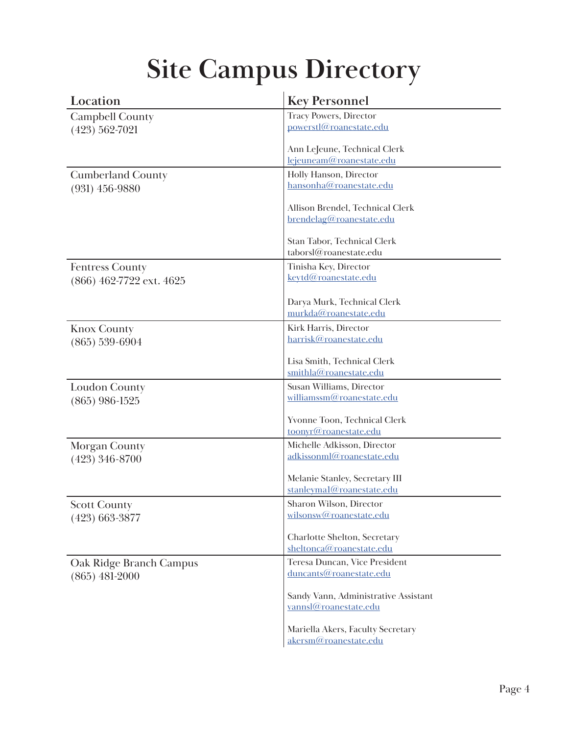# Site Campus Directory

| Location | Key Personnel |
| --- | --- |
| Campbell County<br>(423) 562-7021 | Tracy Powers, Director<br>powerstl@roanestate.edu<br><br>Ann LeJeune, Technical Clerk<br>lejeuneam@roanestate.edu |
| Cumberland County<br>(931) 456-9880 | Holly Hanson, Director<br>hansonha@roanestate.edu<br><br>Allison Brendel, Technical Clerk<br>brendelag@roanestate.edu<br><br>Stan Tabor, Technical Clerk<br>taborsl@roanestate.edu |
| Fentress County<br>(866) 462-7722 ext. 4625 | Tinisha Key, Director<br>keytd@roanestate.edu<br><br>Darya Murk, Technical Clerk<br>murkda@roanestate.edu |
| Knox County<br>(865) 539-6904 | Kirk Harris, Director<br>harrisk@roanestate.edu<br><br>Lisa Smith, Technical Clerk<br>smithla@roanestate.edu |
| Loudon County<br>(865) 986-1525 | Susan Williams, Director<br>williamssm@roanestate.edu<br><br>Yvonne Toon, Technical Clerk<br>toonyr@roanestate.edu |
| Morgan County<br>(423) 346-8700 | Michelle Adkisson, Director<br>adkissonml@roanestate.edu<br><br>Melanie Stanley, Secretary III<br>stanleyma1@roanestate.edu |
| Scott County<br>(423) 663-3877 | Sharon Wilson, Director<br>wilsonsw@roanestate.edu<br><br>Charlotte Shelton, Secretary<br>sheltonca@roanestate.edu |
| Oak Ridge Branch Campus<br>(865) 481-2000 | Teresa Duncan, Vice President<br>duncants@roanestate.edu<br><br>Sandy Vann, Administrative Assistant<br>vannsl@roanestate.edu<br><br>Mariella Akers, Faculty Secretary<br>akersm@roanestate.edu |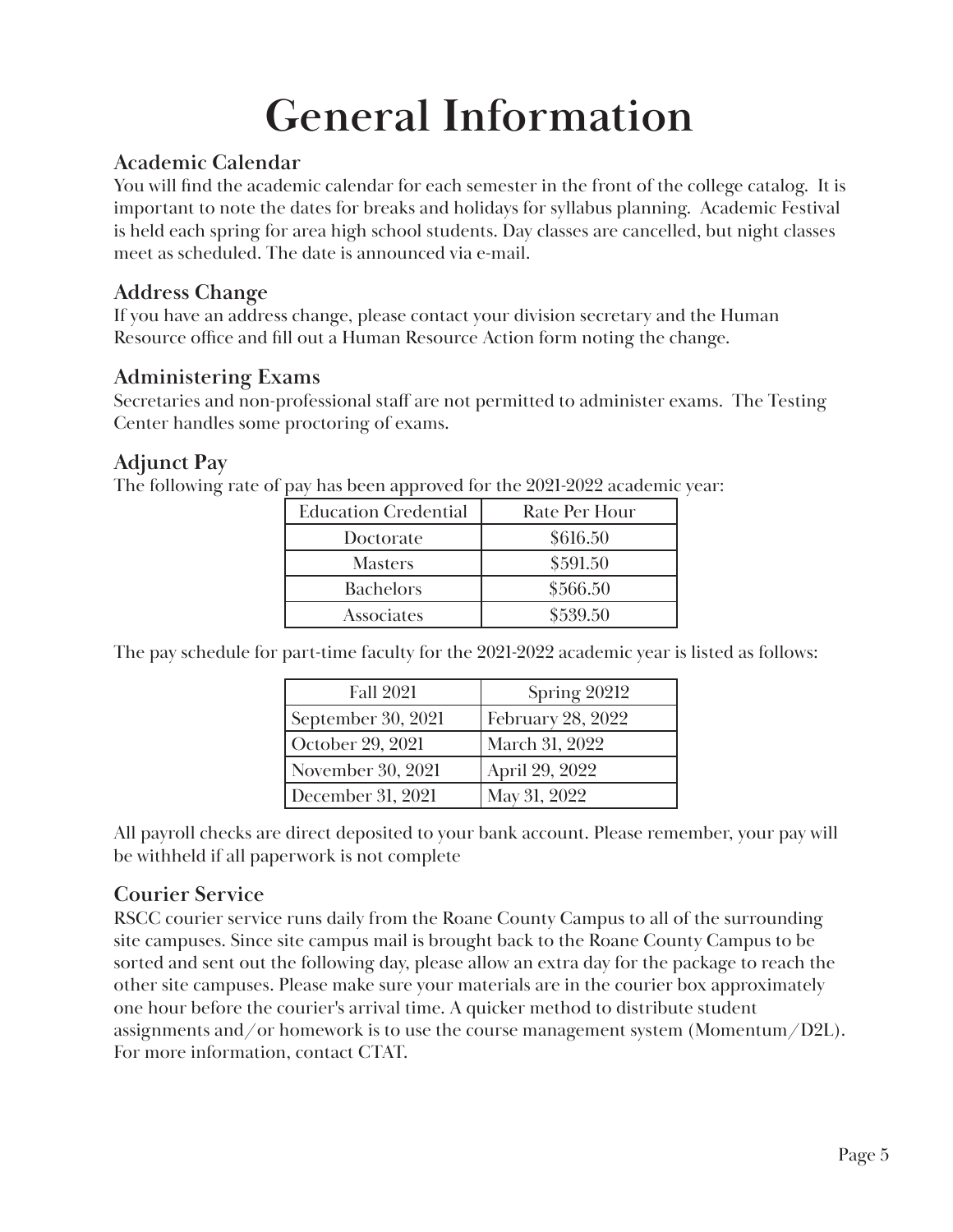# General Information

### Academic Calendar

You will find the academic calendar for each semester in the front of the college catalog. It is important to note the dates for breaks and holidays for syllabus planning. Academic Festival is held each spring for area high school students. Day classes are cancelled, but night classes meet as scheduled. The date is announced via e-mail.

### Address Change

If you have an address change, please contact your division secretary and the Human Resource office and fill out a Human Resource Action form noting the change.

### Administering Exams

Secretaries and non-professional staff are not permitted to administer exams. The Testing Center handles some proctoring of exams.

### Adjunct Pay

The following rate of pay has been approved for the 2021-2022 academic year:

| Education Credential | Rate Per Hour |
|---|---|
| Doctorate | $616.50 |
| Masters | $591.50 |
| Bachelors | $566.50 |
| Associates | $539.50 |

The pay schedule for part-time faculty for the 2021-2022 academic year is listed as follows:

| Fall 2021 | Spring 20212 |
|---|---|
| September 30, 2021 | February 28, 2022 |
| October 29, 2021 | March 31, 2022 |
| November 30, 2021 | April 29, 2022 |
| December 31, 2021 | May 31, 2022 |

All payroll checks are direct deposited to your bank account. Please remember, your pay will be withheld if all paperwork is not complete

### Courier Service

RSCC courier service runs daily from the Roane County Campus to all of the surrounding site campuses. Since site campus mail is brought back to the Roane County Campus to be sorted and sent out the following day, please allow an extra day for the package to reach the other site campuses. Please make sure your materials are in the courier box approximately one hour before the courier's arrival time. A quicker method to distribute student assignments and/or homework is to use the course management system (Momentum/D2L). For more information, contact CTAT.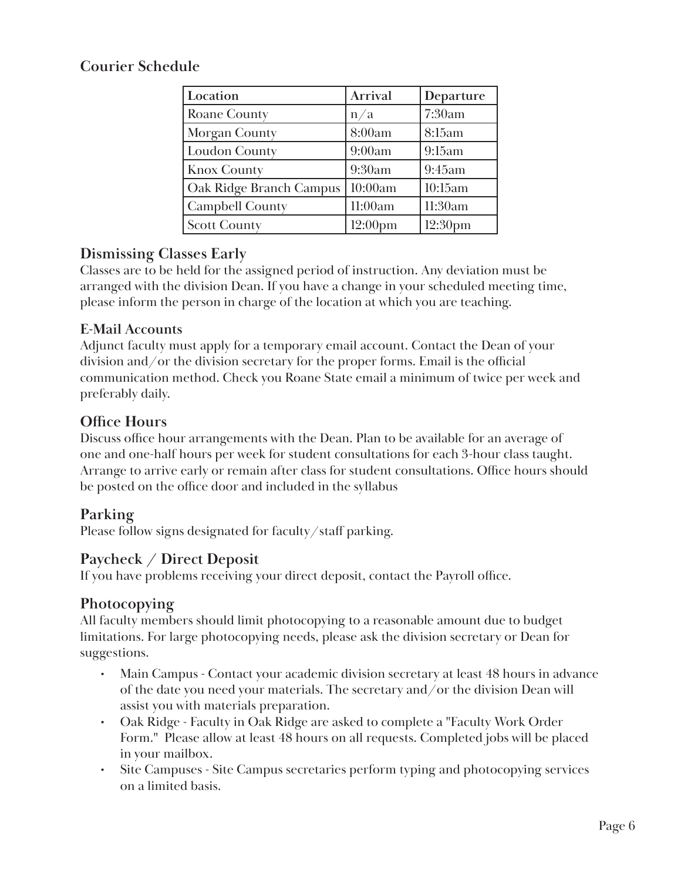## Courier Schedule

| Location | Arrival | Departure |
|---|---|---|
| Roane County | n/a | 7:30am |
| Morgan County | 8:00am | 8:15am |
| Loudon County | 9:00am | 9:15am |
| Knox County | 9:30am | 9:45am |
| Oak Ridge Branch Campus | 10:00am | 10:15am |
| Campbell County | 11:00am | 11:30am |
| Scott County | 12:00pm | 12:30pm |

## Dismissing Classes Early

Classes are to be held for the assigned period of instruction. Any deviation must be arranged with the division Dean. If you have a change in your scheduled meeting time, please inform the person in charge of the location at which you are teaching.

### E-Mail Accounts

Adjunct faculty must apply for a temporary email account. Contact the Dean of your division and/or the division secretary for the proper forms. Email is the official communication method. Check you Roane State email a minimum of twice per week and preferably daily.

## Office Hours

Discuss office hour arrangements with the Dean. Plan to be available for an average of one and one-half hours per week for student consultations for each 3-hour class taught. Arrange to arrive early or remain after class for student consultations. Office hours should be posted on the office door and included in the syllabus

## Parking

Please follow signs designated for faculty/staff parking.

## Paycheck / Direct Deposit

If you have problems receiving your direct deposit, contact the Payroll office.

## Photocopying

All faculty members should limit photocopying to a reasonable amount due to budget limitations. For large photocopying needs, please ask the division secretary or Dean for suggestions.

- Main Campus - Contact your academic division secretary at least 48 hours in advance of the date you need your materials. The secretary and/or the division Dean will assist you with materials preparation.
- Oak Ridge - Faculty in Oak Ridge are asked to complete a "Faculty Work Order Form." Please allow at least 48 hours on all requests. Completed jobs will be placed in your mailbox.
- Site Campuses - Site Campus secretaries perform typing and photocopying services on a limited basis.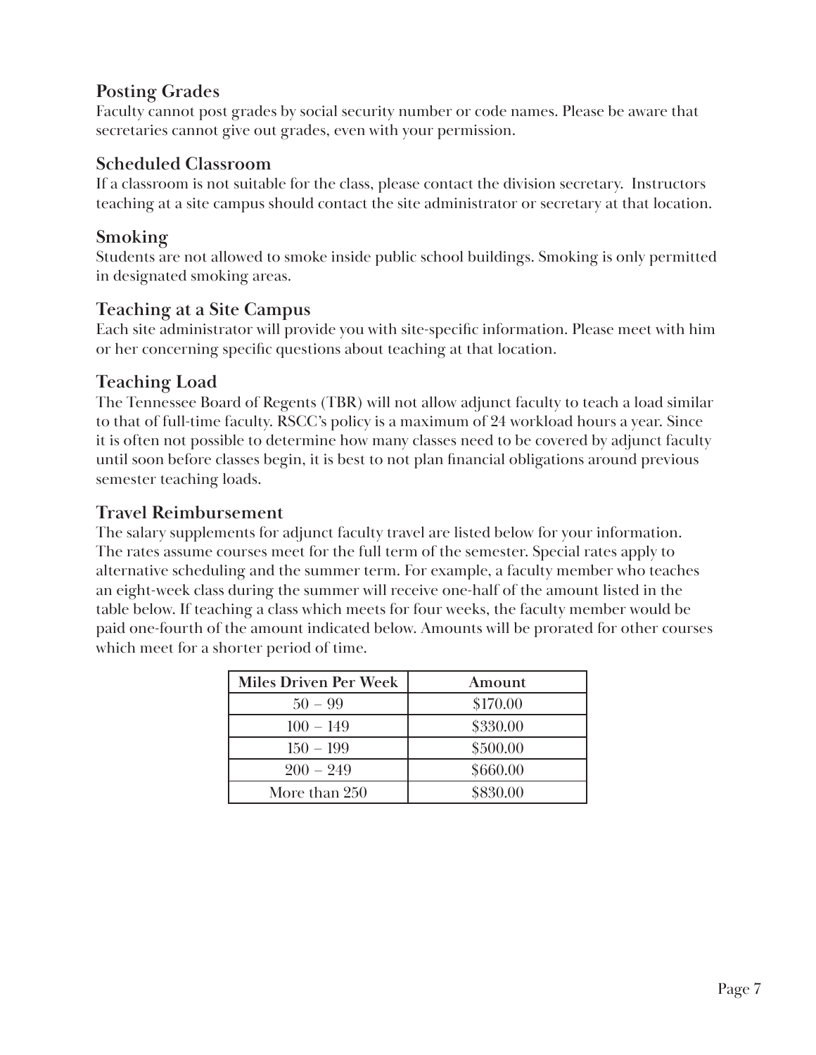## Posting Grades

Faculty cannot post grades by social security number or code names. Please be aware that secretaries cannot give out grades, even with your permission.

## Scheduled Classroom

If a classroom is not suitable for the class, please contact the division secretary. Instructors teaching at a site campus should contact the site administrator or secretary at that location.

## Smoking

Students are not allowed to smoke inside public school buildings. Smoking is only permitted in designated smoking areas.

## Teaching at a Site Campus

Each site administrator will provide you with site-specific information. Please meet with him or her concerning specific questions about teaching at that location.

## Teaching Load

The Tennessee Board of Regents (TBR) will not allow adjunct faculty to teach a load similar to that of full-time faculty. RSCC's policy is a maximum of 24 workload hours a year. Since it is often not possible to determine how many classes need to be covered by adjunct faculty until soon before classes begin, it is best to not plan financial obligations around previous semester teaching loads.

## Travel Reimbursement

The salary supplements for adjunct faculty travel are listed below for your information. The rates assume courses meet for the full term of the semester. Special rates apply to alternative scheduling and the summer term. For example, a faculty member who teaches an eight-week class during the summer will receive one-half of the amount listed in the table below. If teaching a class which meets for four weeks, the faculty member would be paid one-fourth of the amount indicated below. Amounts will be prorated for other courses which meet for a shorter period of time.

| Miles Driven Per Week | Amount |
|---|---|
| 50 – 99 | $170.00 |
| 100 – 149 | $330.00 |
| 150 – 199 | $500.00 |
| 200 – 249 | $660.00 |
| More than 250 | $830.00 |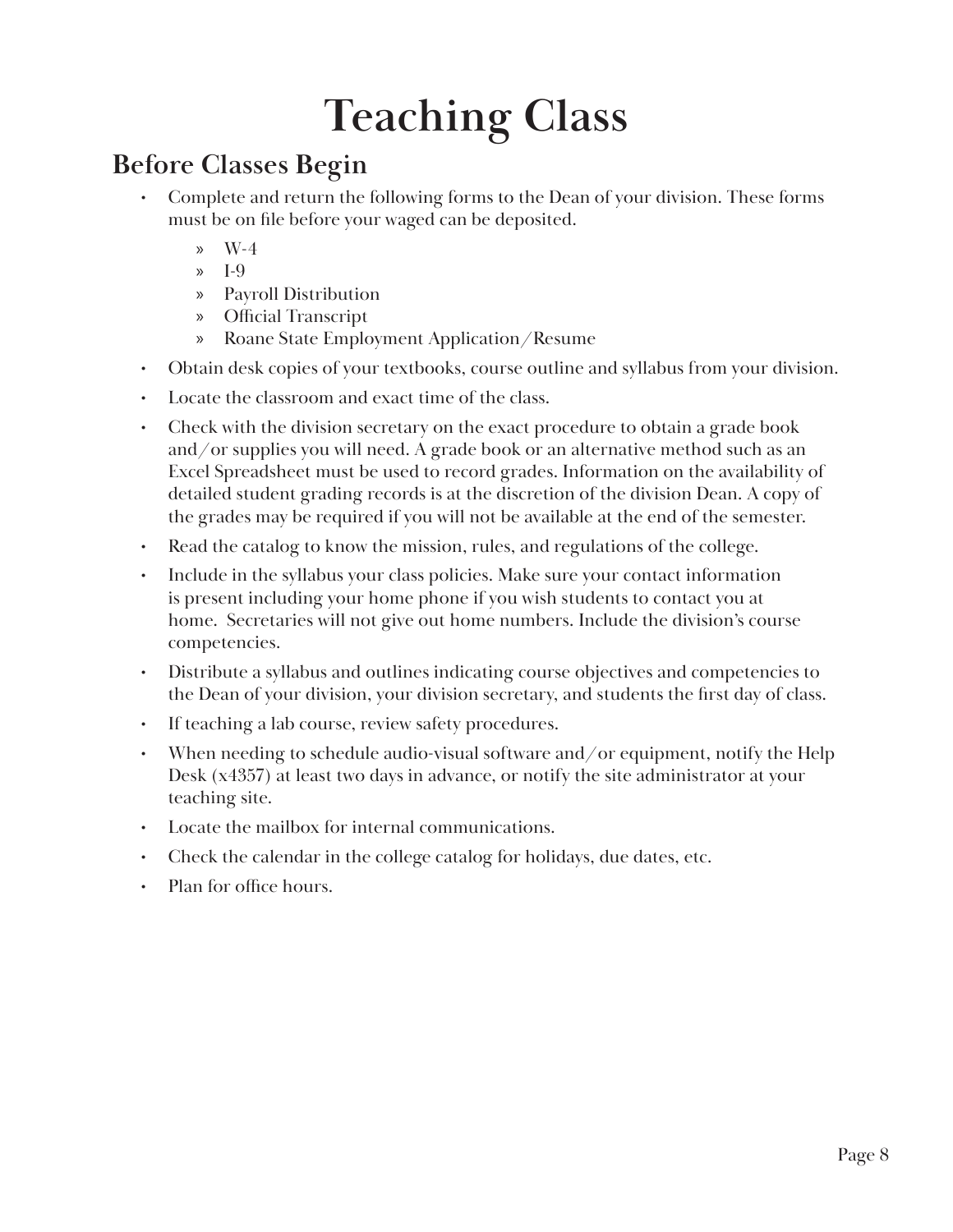# Teaching Class

## Before Classes Begin

- Complete and return the following forms to the Dean of your division. These forms must be on file before your waged can be deposited.
  - W-4
  - I-9
  - Payroll Distribution
  - Official Transcript
  - Roane State Employment Application/Resume
- Obtain desk copies of your textbooks, course outline and syllabus from your division.
- Locate the classroom and exact time of the class.
- Check with the division secretary on the exact procedure to obtain a grade book and/or supplies you will need. A grade book or an alternative method such as an Excel Spreadsheet must be used to record grades. Information on the availability of detailed student grading records is at the discretion of the division Dean. A copy of the grades may be required if you will not be available at the end of the semester.
- Read the catalog to know the mission, rules, and regulations of the college.
- Include in the syllabus your class policies. Make sure your contact information is present including your home phone if you wish students to contact you at home. Secretaries will not give out home numbers. Include the division's course competencies.
- Distribute a syllabus and outlines indicating course objectives and competencies to the Dean of your division, your division secretary, and students the first day of class.
- If teaching a lab course, review safety procedures.
- When needing to schedule audio-visual software and/or equipment, notify the Help Desk (x4357) at least two days in advance, or notify the site administrator at your teaching site.
- Locate the mailbox for internal communications.
- Check the calendar in the college catalog for holidays, due dates, etc.
- Plan for office hours.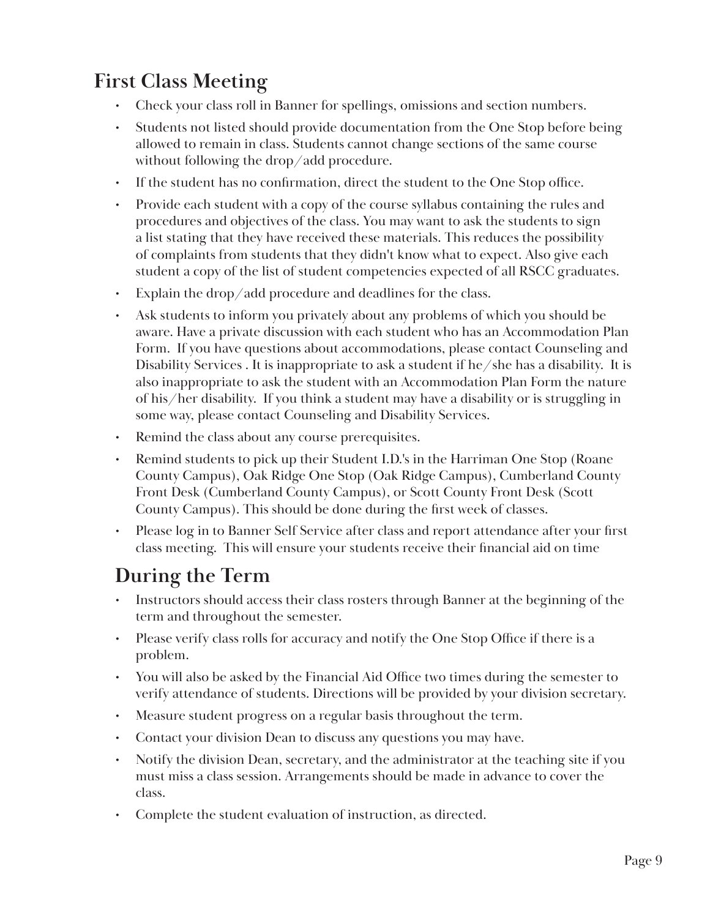## First Class Meeting

- Check your class roll in Banner for spellings, omissions and section numbers.
- Students not listed should provide documentation from the One Stop before being allowed to remain in class. Students cannot change sections of the same course without following the drop/add procedure.
- If the student has no confirmation, direct the student to the One Stop office.
- Provide each student with a copy of the course syllabus containing the rules and procedures and objectives of the class. You may want to ask the students to sign a list stating that they have received these materials. This reduces the possibility of complaints from students that they didn't know what to expect. Also give each student a copy of the list of student competencies expected of all RSCC graduates.
- Explain the drop/add procedure and deadlines for the class.
- Ask students to inform you privately about any problems of which you should be aware. Have a private discussion with each student who has an Accommodation Plan Form. If you have questions about accommodations, please contact Counseling and Disability Services . It is inappropriate to ask a student if he/she has a disability. It is also inappropriate to ask the student with an Accommodation Plan Form the nature of his/her disability. If you think a student may have a disability or is struggling in some way, please contact Counseling and Disability Services.
- Remind the class about any course prerequisites.
- Remind students to pick up their Student I.D.'s in the Harriman One Stop (Roane County Campus), Oak Ridge One Stop (Oak Ridge Campus), Cumberland County Front Desk (Cumberland County Campus), or Scott County Front Desk (Scott County Campus). This should be done during the first week of classes.
- Please log in to Banner Self Service after class and report attendance after your first class meeting. This will ensure your students receive their financial aid on time

## During the Term

- Instructors should access their class rosters through Banner at the beginning of the term and throughout the semester.
- Please verify class rolls for accuracy and notify the One Stop Office if there is a problem.
- You will also be asked by the Financial Aid Office two times during the semester to verify attendance of students. Directions will be provided by your division secretary.
- Measure student progress on a regular basis throughout the term.
- Contact your division Dean to discuss any questions you may have.
- Notify the division Dean, secretary, and the administrator at the teaching site if you must miss a class session. Arrangements should be made in advance to cover the class.
- Complete the student evaluation of instruction, as directed.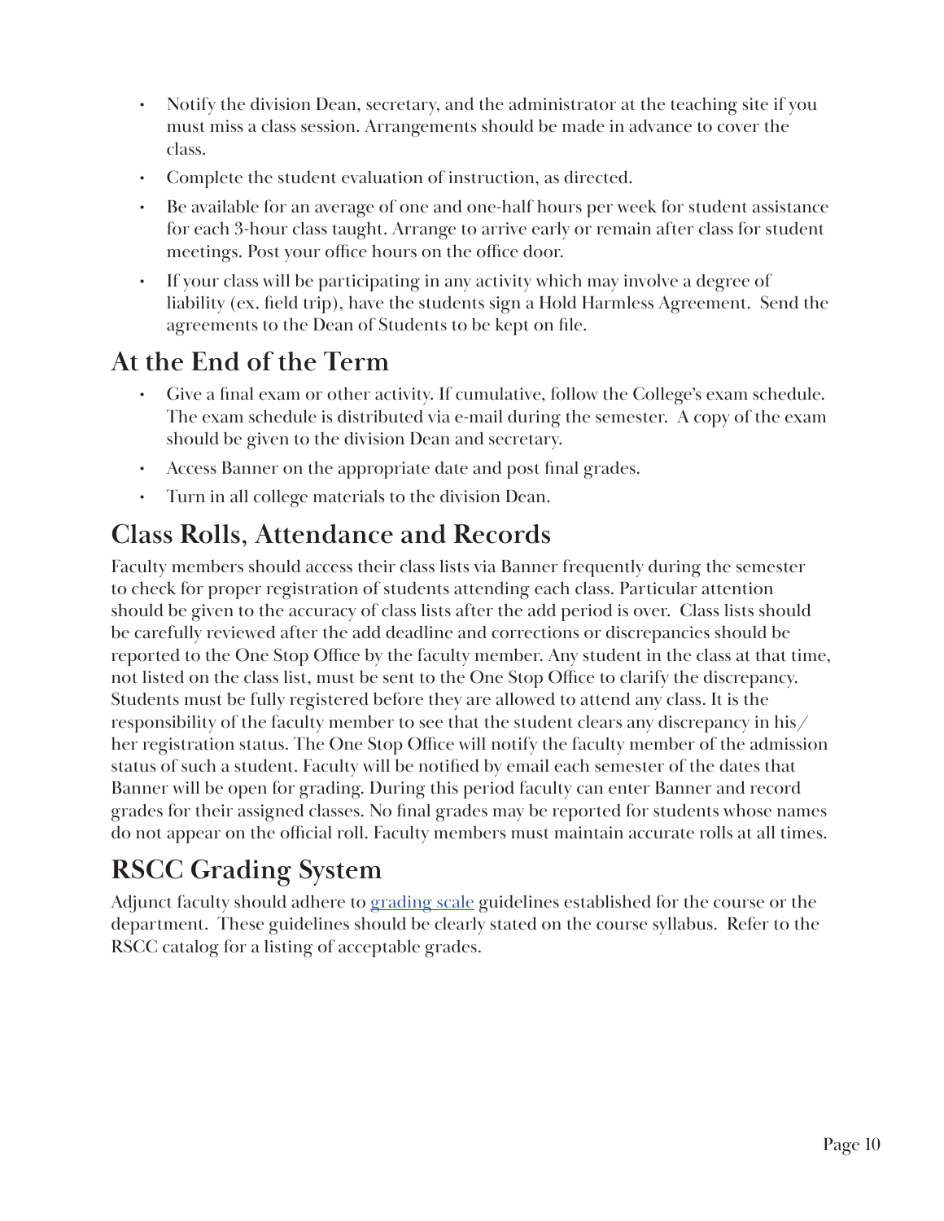- Notify the division Dean, secretary, and the administrator at the teaching site if you must miss a class session. Arrangements should be made in advance to cover the class.
- Complete the student evaluation of instruction, as directed.
- Be available for an average of one and one-half hours per week for student assistance for each 3-hour class taught. Arrange to arrive early or remain after class for student meetings. Post your office hours on the office door.
- If your class will be participating in any activity which may involve a degree of liability (ex. field trip), have the students sign a Hold Harmless Agreement. Send the agreements to the Dean of Students to be kept on file.

## At the End of the Term

- Give a final exam or other activity. If cumulative, follow the College's exam schedule. The exam schedule is distributed via e-mail during the semester. A copy of the exam should be given to the division Dean and secretary.
- Access Banner on the appropriate date and post final grades.
- Turn in all college materials to the division Dean.

## Class Rolls, Attendance and Records

Faculty members should access their class lists via Banner frequently during the semester to check for proper registration of students attending each class. Particular attention should be given to the accuracy of class lists after the add period is over. Class lists should be carefully reviewed after the add deadline and corrections or discrepancies should be reported to the One Stop Office by the faculty member. Any student in the class at that time, not listed on the class list, must be sent to the One Stop Office to clarify the discrepancy. Students must be fully registered before they are allowed to attend any class. It is the responsibility of the faculty member to see that the student clears any discrepancy in his/her registration status. The One Stop Office will notify the faculty member of the admission status of such a student. Faculty will be notified by email each semester of the dates that Banner will be open for grading. During this period faculty can enter Banner and record grades for their assigned classes. No final grades may be reported for students whose names do not appear on the official roll. Faculty members must maintain accurate rolls at all times.

## RSCC Grading System

Adjunct faculty should adhere to grading scale guidelines established for the course or the department. These guidelines should be clearly stated on the course syllabus. Refer to the RSCC catalog for a listing of acceptable grades.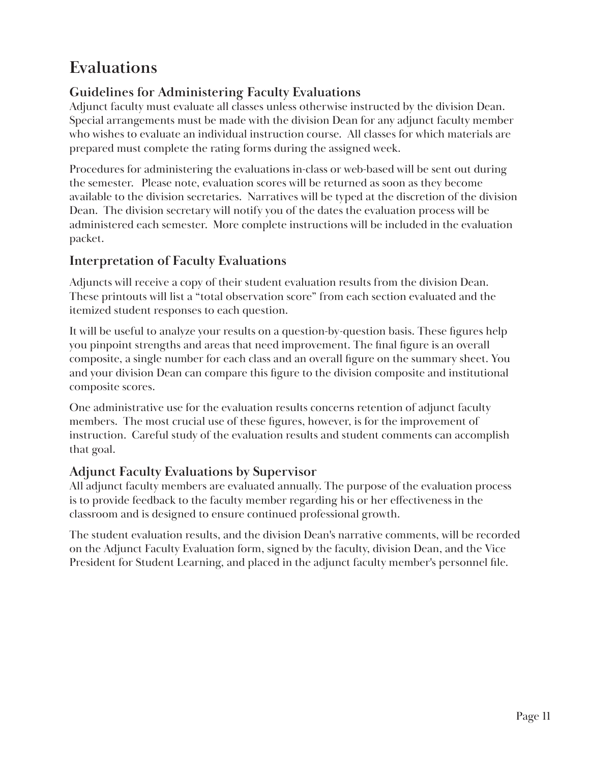# Evaluations

## Guidelines for Administering Faculty Evaluations

Adjunct faculty must evaluate all classes unless otherwise instructed by the division Dean. Special arrangements must be made with the division Dean for any adjunct faculty member who wishes to evaluate an individual instruction course. All classes for which materials are prepared must complete the rating forms during the assigned week.

Procedures for administering the evaluations in-class or web-based will be sent out during the semester. Please note, evaluation scores will be returned as soon as they become available to the division secretaries. Narratives will be typed at the discretion of the division Dean. The division secretary will notify you of the dates the evaluation process will be administered each semester. More complete instructions will be included in the evaluation packet.

## Interpretation of Faculty Evaluations

Adjuncts will receive a copy of their student evaluation results from the division Dean. These printouts will list a "total observation score" from each section evaluated and the itemized student responses to each question.

It will be useful to analyze your results on a question-by-question basis. These figures help you pinpoint strengths and areas that need improvement. The final figure is an overall composite, a single number for each class and an overall figure on the summary sheet. You and your division Dean can compare this figure to the division composite and institutional composite scores.

One administrative use for the evaluation results concerns retention of adjunct faculty members. The most crucial use of these figures, however, is for the improvement of instruction. Careful study of the evaluation results and student comments can accomplish that goal.

## Adjunct Faculty Evaluations by Supervisor

All adjunct faculty members are evaluated annually. The purpose of the evaluation process is to provide feedback to the faculty member regarding his or her effectiveness in the classroom and is designed to ensure continued professional growth.

The student evaluation results, and the division Dean's narrative comments, will be recorded on the Adjunct Faculty Evaluation form, signed by the faculty, division Dean, and the Vice President for Student Learning, and placed in the adjunct faculty member's personnel file.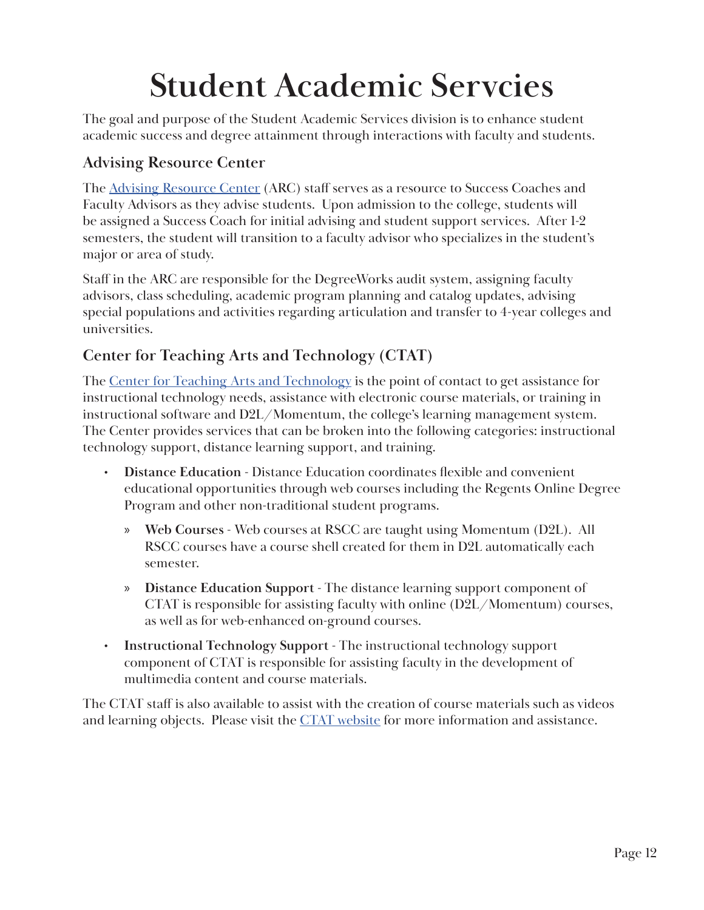# Student Academic Servcies

The goal and purpose of the Student Academic Services division is to enhance student academic success and degree attainment through interactions with faculty and students.

## Advising Resource Center

The Advising Resource Center (ARC) staff serves as a resource to Success Coaches and Faculty Advisors as they advise students. Upon admission to the college, students will be assigned a Success Coach for initial advising and student support services. After 1-2 semesters, the student will transition to a faculty advisor who specializes in the student's major or area of study.

Staff in the ARC are responsible for the DegreeWorks audit system, assigning faculty advisors, class scheduling, academic program planning and catalog updates, advising special populations and activities regarding articulation and transfer to 4-year colleges and universities.

## Center for Teaching Arts and Technology (CTAT)

The Center for Teaching Arts and Technology is the point of contact to get assistance for instructional technology needs, assistance with electronic course materials, or training in instructional software and D2L/Momentum, the college's learning management system. The Center provides services that can be broken into the following categories: instructional technology support, distance learning support, and training.

- **Distance Education** - Distance Education coordinates flexible and convenient educational opportunities through web courses including the Regents Online Degree Program and other non-traditional student programs.
  - **Web Courses** - Web courses at RSCC are taught using Momentum (D2L). All RSCC courses have a course shell created for them in D2L automatically each semester.
  - **Distance Education Support** - The distance learning support component of CTAT is responsible for assisting faculty with online (D2L/Momentum) courses, as well as for web-enhanced on-ground courses.
- **Instructional Technology Support** - The instructional technology support component of CTAT is responsible for assisting faculty in the development of multimedia content and course materials.

The CTAT staff is also available to assist with the creation of course materials such as videos and learning objects. Please visit the CTAT website for more information and assistance.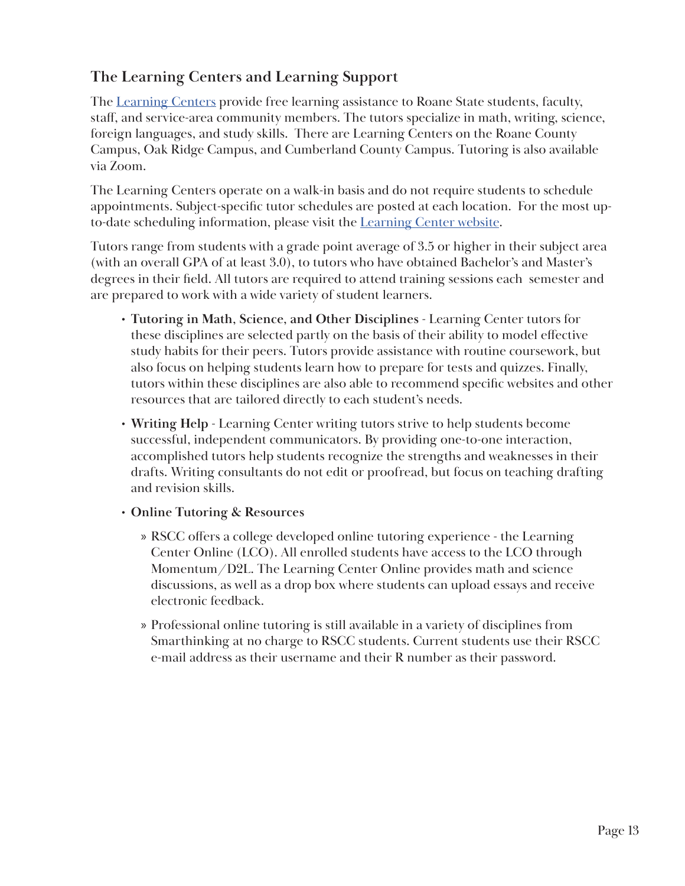## The Learning Centers and Learning Support

The Learning Centers provide free learning assistance to Roane State students, faculty, staff, and service-area community members. The tutors specialize in math, writing, science, foreign languages, and study skills. There are Learning Centers on the Roane County Campus, Oak Ridge Campus, and Cumberland County Campus. Tutoring is also available via Zoom.

The Learning Centers operate on a walk-in basis and do not require students to schedule appointments. Subject-specific tutor schedules are posted at each location. For the most up-to-date scheduling information, please visit the Learning Center website.

Tutors range from students with a grade point average of 3.5 or higher in their subject area (with an overall GPA of at least 3.0), to tutors who have obtained Bachelor's and Master's degrees in their field. All tutors are required to attend training sessions each semester and are prepared to work with a wide variety of student learners.

- **Tutoring in Math, Science, and Other Disciplines** - Learning Center tutors for these disciplines are selected partly on the basis of their ability to model effective study habits for their peers. Tutors provide assistance with routine coursework, but also focus on helping students learn how to prepare for tests and quizzes. Finally, tutors within these disciplines are also able to recommend specific websites and other resources that are tailored directly to each student's needs.
- **Writing Help** - Learning Center writing tutors strive to help students become successful, independent communicators. By providing one-to-one interaction, accomplished tutors help students recognize the strengths and weaknesses in their drafts. Writing consultants do not edit or proofread, but focus on teaching drafting and revision skills.
- **Online Tutoring & Resources**
  - RSCC offers a college developed online tutoring experience - the Learning Center Online (LCO). All enrolled students have access to the LCO through Momentum/D2L. The Learning Center Online provides math and science discussions, as well as a drop box where students can upload essays and receive electronic feedback.
  - Professional online tutoring is still available in a variety of disciplines from Smarthinking at no charge to RSCC students. Current students use their RSCC e-mail address as their username and their R number as their password.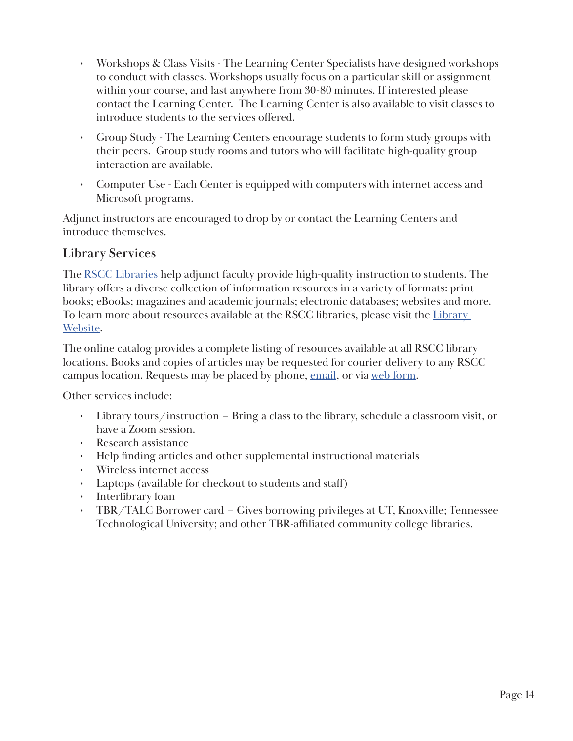- Workshops & Class Visits - The Learning Center Specialists have designed workshops to conduct with classes. Workshops usually focus on a particular skill or assignment within your course, and last anywhere from 30-80 minutes. If interested please contact the Learning Center. The Learning Center is also available to visit classes to introduce students to the services offered.
- Group Study - The Learning Centers encourage students to form study groups with their peers. Group study rooms and tutors who will facilitate high-quality group interaction are available.
- Computer Use - Each Center is equipped with computers with internet access and Microsoft programs.

Adjunct instructors are encouraged to drop by or contact the Learning Centers and introduce themselves.

## Library Services

The RSCC Libraries help adjunct faculty provide high-quality instruction to students. The library offers a diverse collection of information resources in a variety of formats: print books; eBooks; magazines and academic journals; electronic databases; websites and more. To learn more about resources available at the RSCC libraries, please visit the Library Website.

The online catalog provides a complete listing of resources available at all RSCC library locations. Books and copies of articles may be requested for courier delivery to any RSCC campus location. Requests may be placed by phone, email, or via web form.

Other services include:

- Library tours/instruction – Bring a class to the library, schedule a classroom visit, or have a Zoom session.
- Research assistance
- Help finding articles and other supplemental instructional materials
- Wireless internet access
- Laptops (available for checkout to students and staff)
- Interlibrary loan
- TBR/TALC Borrower card – Gives borrowing privileges at UT, Knoxville; Tennessee Technological University; and other TBR-affiliated community college libraries.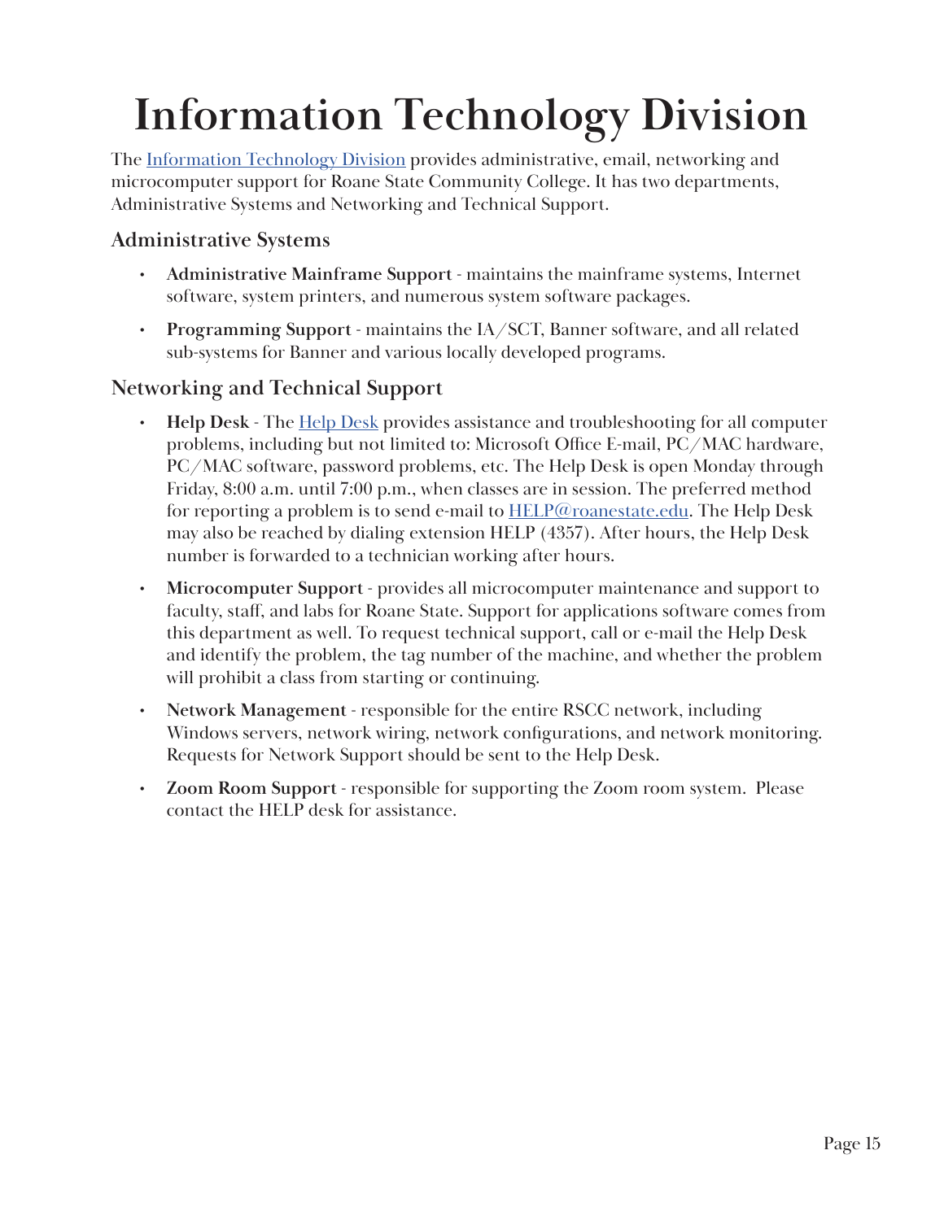# Information Technology Division

The Information Technology Division provides administrative, email, networking and microcomputer support for Roane State Community College. It has two departments, Administrative Systems and Networking and Technical Support.

## Administrative Systems

- **Administrative Mainframe Support** - maintains the mainframe systems, Internet software, system printers, and numerous system software packages.
- **Programming Support** - maintains the IA/SCT, Banner software, and all related sub-systems for Banner and various locally developed programs.

## Networking and Technical Support

- **Help Desk** - The Help Desk provides assistance and troubleshooting for all computer problems, including but not limited to: Microsoft Office E-mail, PC/MAC hardware, PC/MAC software, password problems, etc. The Help Desk is open Monday through Friday, 8:00 a.m. until 7:00 p.m., when classes are in session. The preferred method for reporting a problem is to send e-mail to HELP@roanestate.edu. The Help Desk may also be reached by dialing extension HELP (4357). After hours, the Help Desk number is forwarded to a technician working after hours.
- **Microcomputer Support** - provides all microcomputer maintenance and support to faculty, staff, and labs for Roane State. Support for applications software comes from this department as well. To request technical support, call or e-mail the Help Desk and identify the problem, the tag number of the machine, and whether the problem will prohibit a class from starting or continuing.
- **Network Management** - responsible for the entire RSCC network, including Windows servers, network wiring, network configurations, and network monitoring. Requests for Network Support should be sent to the Help Desk.
- **Zoom Room Support** - responsible for supporting the Zoom room system. Please contact the HELP desk for assistance.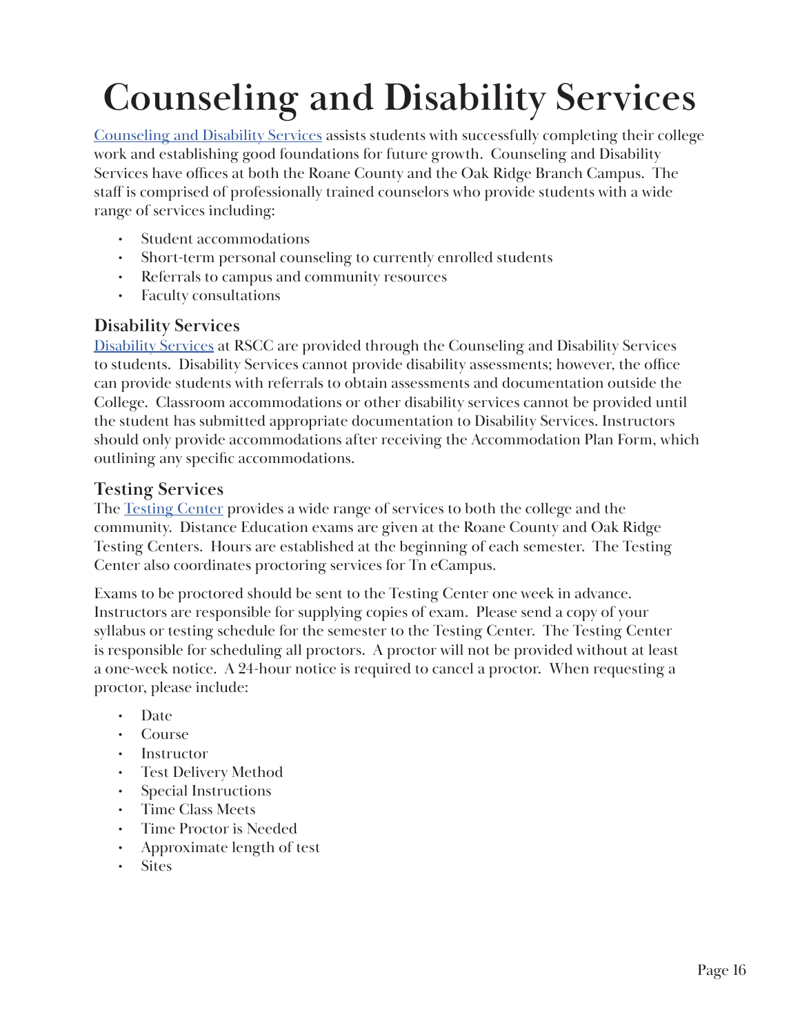# Counseling and Disability Services

Counseling and Disability Services assists students with successfully completing their college work and establishing good foundations for future growth. Counseling and Disability Services have offices at both the Roane County and the Oak Ridge Branch Campus. The staff is comprised of professionally trained counselors who provide students with a wide range of services including:

- Student accommodations
- Short-term personal counseling to currently enrolled students
- Referrals to campus and community resources
- Faculty consultations

## Disability Services

Disability Services at RSCC are provided through the Counseling and Disability Services to students. Disability Services cannot provide disability assessments; however, the office can provide students with referrals to obtain assessments and documentation outside the College. Classroom accommodations or other disability services cannot be provided until the student has submitted appropriate documentation to Disability Services. Instructors should only provide accommodations after receiving the Accommodation Plan Form, which outlining any specific accommodations.

## Testing Services

The Testing Center provides a wide range of services to both the college and the community. Distance Education exams are given at the Roane County and Oak Ridge Testing Centers. Hours are established at the beginning of each semester. The Testing Center also coordinates proctoring services for Tn eCampus.

Exams to be proctored should be sent to the Testing Center one week in advance. Instructors are responsible for supplying copies of exam. Please send a copy of your syllabus or testing schedule for the semester to the Testing Center. The Testing Center is responsible for scheduling all proctors. A proctor will not be provided without at least a one-week notice. A 24-hour notice is required to cancel a proctor. When requesting a proctor, please include:

- Date
- Course
- Instructor
- Test Delivery Method
- Special Instructions
- Time Class Meets
- Time Proctor is Needed
- Approximate length of test
- Sites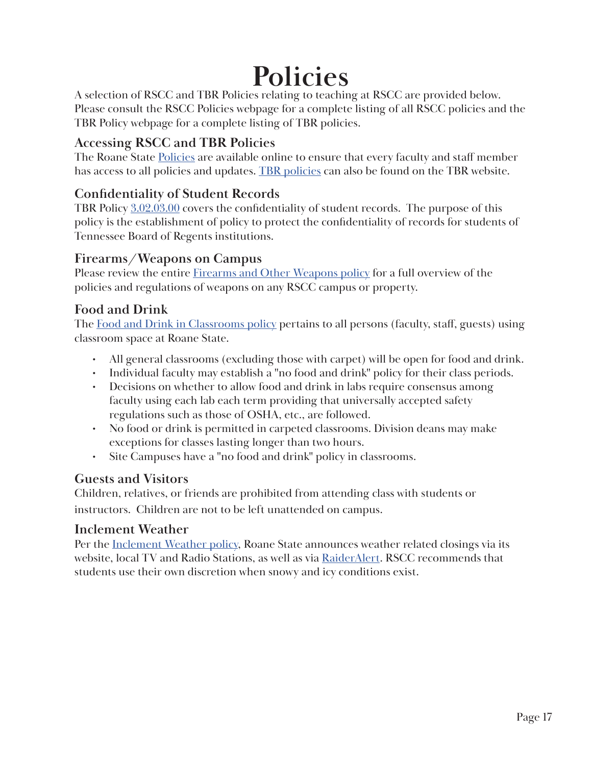# Policies

A selection of RSCC and TBR Policies relating to teaching at RSCC are provided below. Please consult the RSCC Policies webpage for a complete listing of all RSCC policies and the TBR Policy webpage for a complete listing of TBR policies.

## Accessing RSCC and TBR Policies

The Roane State Policies are available online to ensure that every faculty and staff member has access to all policies and updates. TBR policies can also be found on the TBR website.

## Confidentiality of Student Records

TBR Policy 3.02.03.00 covers the confidentiality of student records. The purpose of this policy is the establishment of policy to protect the confidentiality of records for students of Tennessee Board of Regents institutions.

## Firearms/Weapons on Campus

Please review the entire Firearms and Other Weapons policy for a full overview of the policies and regulations of weapons on any RSCC campus or property.

## Food and Drink

The Food and Drink in Classrooms policy pertains to all persons (faculty, staff, guests) using classroom space at Roane State.

- All general classrooms (excluding those with carpet) will be open for food and drink.
- Individual faculty may establish a "no food and drink" policy for their class periods.
- Decisions on whether to allow food and drink in labs require consensus among faculty using each lab each term providing that universally accepted safety regulations such as those of OSHA, etc., are followed.
- No food or drink is permitted in carpeted classrooms. Division deans may make exceptions for classes lasting longer than two hours.
- Site Campuses have a "no food and drink" policy in classrooms.

## Guests and Visitors

Children, relatives, or friends are prohibited from attending class with students or instructors. Children are not to be left unattended on campus.

## Inclement Weather

Per the Inclement Weather policy, Roane State announces weather related closings via its website, local TV and Radio Stations, as well as via RaiderAlert. RSCC recommends that students use their own discretion when snowy and icy conditions exist.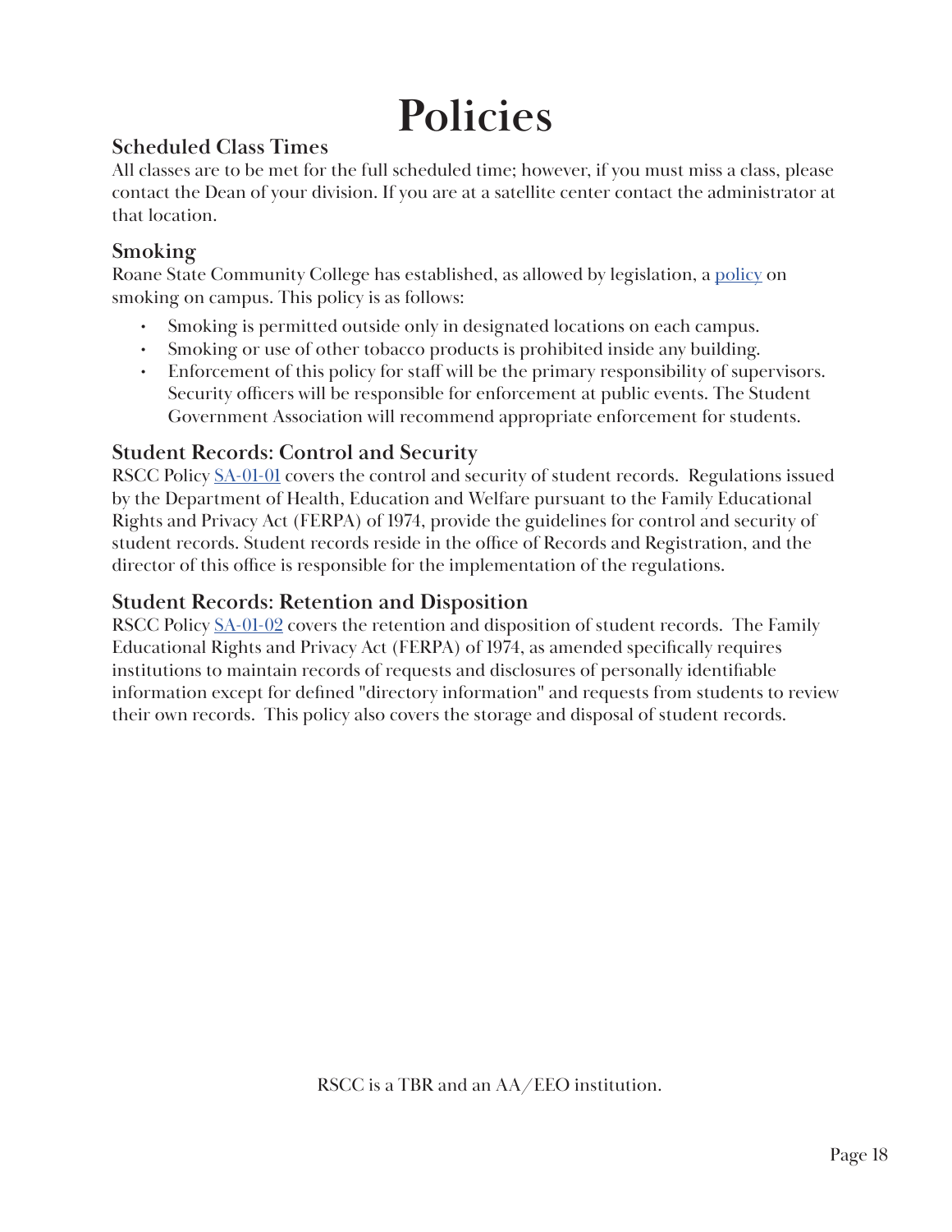# Policies

## Scheduled Class Times

All classes are to be met for the full scheduled time; however, if you must miss a class, please contact the Dean of your division. If you are at a satellite center contact the administrator at that location.

## Smoking

Roane State Community College has established, as allowed by legislation, a policy on smoking on campus. This policy is as follows:

- Smoking is permitted outside only in designated locations on each campus.
- Smoking or use of other tobacco products is prohibited inside any building.
- Enforcement of this policy for staff will be the primary responsibility of supervisors. Security officers will be responsible for enforcement at public events. The Student Government Association will recommend appropriate enforcement for students.

## Student Records: Control and Security

RSCC Policy SA-01-01 covers the control and security of student records. Regulations issued by the Department of Health, Education and Welfare pursuant to the Family Educational Rights and Privacy Act (FERPA) of 1974, provide the guidelines for control and security of student records. Student records reside in the office of Records and Registration, and the director of this office is responsible for the implementation of the regulations.

## Student Records: Retention and Disposition

RSCC Policy SA-01-02 covers the retention and disposition of student records. The Family Educational Rights and Privacy Act (FERPA) of 1974, as amended specifically requires institutions to maintain records of requests and disclosures of personally identifiable information except for defined "directory information" and requests from students to review their own records. This policy also covers the storage and disposal of student records.

RSCC is a TBR and an AA/EEO institution.